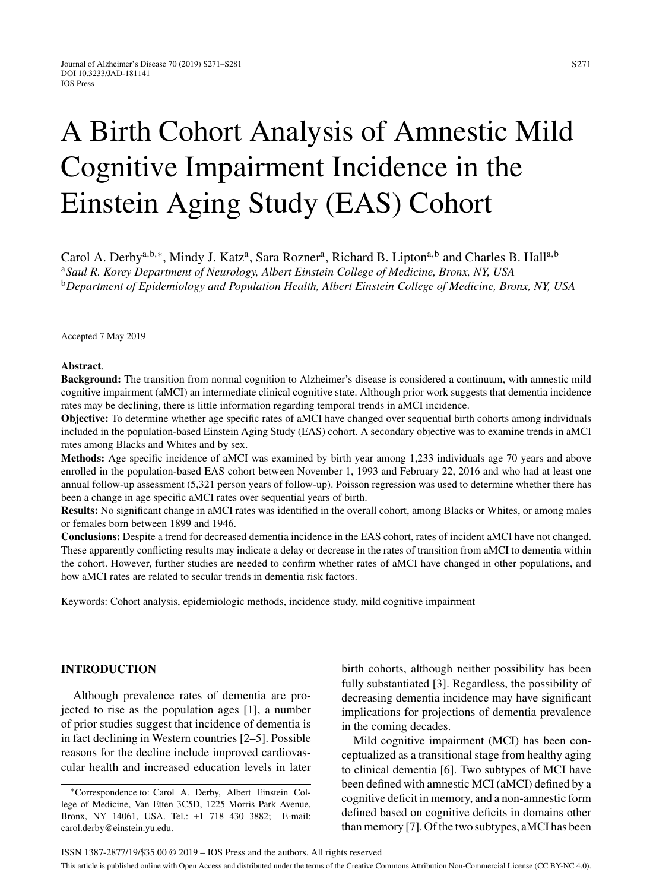# A Birth Cohort Analysis of Amnestic Mild Cognitive Impairment Incidence in the Einstein Aging Study (EAS) Cohort

Carol A. Derby[a,b,*], Mindy J. Katz[a], Sara Rozner[a], Richard B. Lipton[a,b] and Charles B. Hall[a,b]

[a]*Saul R. Korey Department of Neurology, Albert Einstein College of Medicine, Bronx, NY, USA*

[b]*Department of Epidemiology and Population Health, Albert Einstein College of Medicine, Bronx, NY, USA*

Accepted 7 May 2019

**Abstract**.

**Background:** The transition from normal cognition to Alzheimer's disease is considered a continuum, with amnestic mild cognitive impairment (aMCI) an intermediate clinical cognitive state. Although prior work suggests that dementia incidence rates may be declining, there is little information regarding temporal trends in aMCI incidence.

**Objective:** To determine whether age specific rates of aMCI have changed over sequential birth cohorts among individuals included in the population-based Einstein Aging Study (EAS) cohort. A secondary objective was to examine trends in aMCI rates among Blacks and Whites and by sex.

**Methods:** Age specific incidence of aMCI was examined by birth year among 1,233 individuals age 70 years and above enrolled in the population-based EAS cohort between November 1, 1993 and February 22, 2016 and who had at least one annual follow-up assessment (5,321 person years of follow-up). Poisson regression was used to determine whether there has been a change in age specific aMCI rates over sequential years of birth.

**Results:** No significant change in aMCI rates was identified in the overall cohort, among Blacks or Whites, or among males or females born between 1899 and 1946.

**Conclusions:** Despite a trend for decreased dementia incidence in the EAS cohort, rates of incident aMCI have not changed. These apparently conflicting results may indicate a delay or decrease in the rates of transition from aMCI to dementia within the cohort. However, further studies are needed to confirm whether rates of aMCI have changed in other populations, and how aMCI rates are related to secular trends in dementia risk factors.

Keywords: Cohort analysis, epidemiologic methods, incidence study, mild cognitive impairment

## INTRODUCTION

Although prevalence rates of dementia are projected to rise as the population ages [1], a number of prior studies suggest that incidence of dementia is in fact declining in Western countries [2–5]. Possible reasons for the decline include improved cardiovascular health and increased education levels in later birth cohorts, although neither possibility has been fully substantiated [3]. Regardless, the possibility of decreasing dementia incidence may have significant implications for projections of dementia prevalence in the coming decades.

Mild cognitive impairment (MCI) has been conceptualized as a transitional stage from healthy aging to clinical dementia [6]. Two subtypes of MCI have been defined with amnestic MCI (aMCI) defined by a cognitive deficit in memory, and a non-amnestic form defined based on cognitive deficits in domains other than memory [7]. Of the two subtypes, aMCI has been

*Correspondence to: Carol A. Derby, Albert Einstein College of Medicine, Van Etten 3C5D, 1225 Morris Park Avenue, Bronx, NY 14061, USA. Tel.: +1 718 430 3882; E-mail: carol.derby@einstein.yu.edu.

ISSN 1387-2877/19/$35.00 © 2019 – IOS Press and the authors. All rights reserved

This article is published online with Open Access and distributed under the terms of the Creative Commons Attribution Non-Commercial License (CC BY-NC 4.0).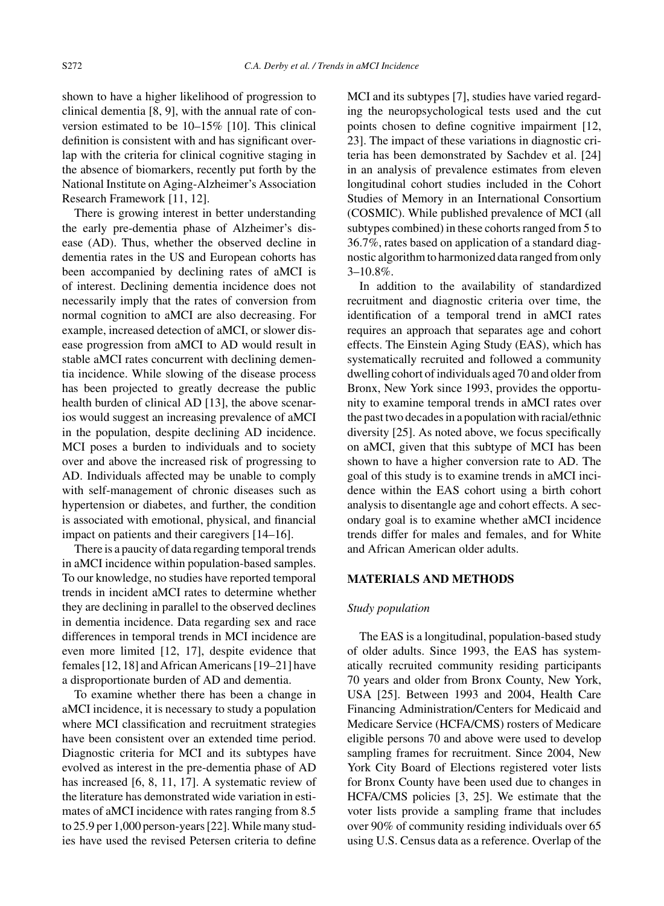shown to have a higher likelihood of progression to clinical dementia [8, 9], with the annual rate of conversion estimated to be 10–15% [10]. This clinical definition is consistent with and has significant overlap with the criteria for clinical cognitive staging in the absence of biomarkers, recently put forth by the National Institute on Aging-Alzheimer's Association Research Framework [11, 12].

There is growing interest in better understanding the early pre-dementia phase of Alzheimer's disease (AD). Thus, whether the observed decline in dementia rates in the US and European cohorts has been accompanied by declining rates of aMCI is of interest. Declining dementia incidence does not necessarily imply that the rates of conversion from normal cognition to aMCI are also decreasing. For example, increased detection of aMCI, or slower disease progression from aMCI to AD would result in stable aMCI rates concurrent with declining dementia incidence. While slowing of the disease process has been projected to greatly decrease the public health burden of clinical AD [13], the above scenarios would suggest an increasing prevalence of aMCI in the population, despite declining AD incidence. MCI poses a burden to individuals and to society over and above the increased risk of progressing to AD. Individuals affected may be unable to comply with self-management of chronic diseases such as hypertension or diabetes, and further, the condition is associated with emotional, physical, and financial impact on patients and their caregivers [14–16].

There is a paucity of data regarding temporal trends in aMCI incidence within population-based samples. To our knowledge, no studies have reported temporal trends in incident aMCI rates to determine whether they are declining in parallel to the observed declines in dementia incidence. Data regarding sex and race differences in temporal trends in MCI incidence are even more limited [12, 17], despite evidence that females [12, 18] and African Americans [19–21] have a disproportionate burden of AD and dementia.

To examine whether there has been a change in aMCI incidence, it is necessary to study a population where MCI classification and recruitment strategies have been consistent over an extended time period. Diagnostic criteria for MCI and its subtypes have evolved as interest in the pre-dementia phase of AD has increased [6, 8, 11, 17]. A systematic review of the literature has demonstrated wide variation in estimates of aMCI incidence with rates ranging from 8.5 to 25.9 per 1,000 person-years [22]. While many studies have used the revised Petersen criteria to define MCI and its subtypes [7], studies have varied regarding the neuropsychological tests used and the cut points chosen to define cognitive impairment [12, 23]. The impact of these variations in diagnostic criteria has been demonstrated by Sachdev et al. [24] in an analysis of prevalence estimates from eleven longitudinal cohort studies included in the Cohort Studies of Memory in an International Consortium (COSMIC). While published prevalence of MCI (all subtypes combined) in these cohorts ranged from 5 to 36.7%, rates based on application of a standard diagnostic algorithm to harmonized data ranged from only 3–10.8%.

In addition to the availability of standardized recruitment and diagnostic criteria over time, the identification of a temporal trend in aMCI rates requires an approach that separates age and cohort effects. The Einstein Aging Study (EAS), which has systematically recruited and followed a community dwelling cohort of individuals aged 70 and older from Bronx, New York since 1993, provides the opportunity to examine temporal trends in aMCI rates over the past two decades in a population with racial/ethnic diversity [25]. As noted above, we focus specifically on aMCI, given that this subtype of MCI has been shown to have a higher conversion rate to AD. The goal of this study is to examine trends in aMCI incidence within the EAS cohort using a birth cohort analysis to disentangle age and cohort effects. A secondary goal is to examine whether aMCI incidence trends differ for males and females, and for White and African American older adults.

## MATERIALS AND METHODS

### *Study population*

The EAS is a longitudinal, population-based study of older adults. Since 1993, the EAS has systematically recruited community residing participants 70 years and older from Bronx County, New York, USA [25]. Between 1993 and 2004, Health Care Financing Administration/Centers for Medicaid and Medicare Service (HCFA/CMS) rosters of Medicare eligible persons 70 and above were used to develop sampling frames for recruitment. Since 2004, New York City Board of Elections registered voter lists for Bronx County have been used due to changes in HCFA/CMS policies [3, 25]. We estimate that the voter lists provide a sampling frame that includes over 90% of community residing individuals over 65 using U.S. Census data as a reference. Overlap of the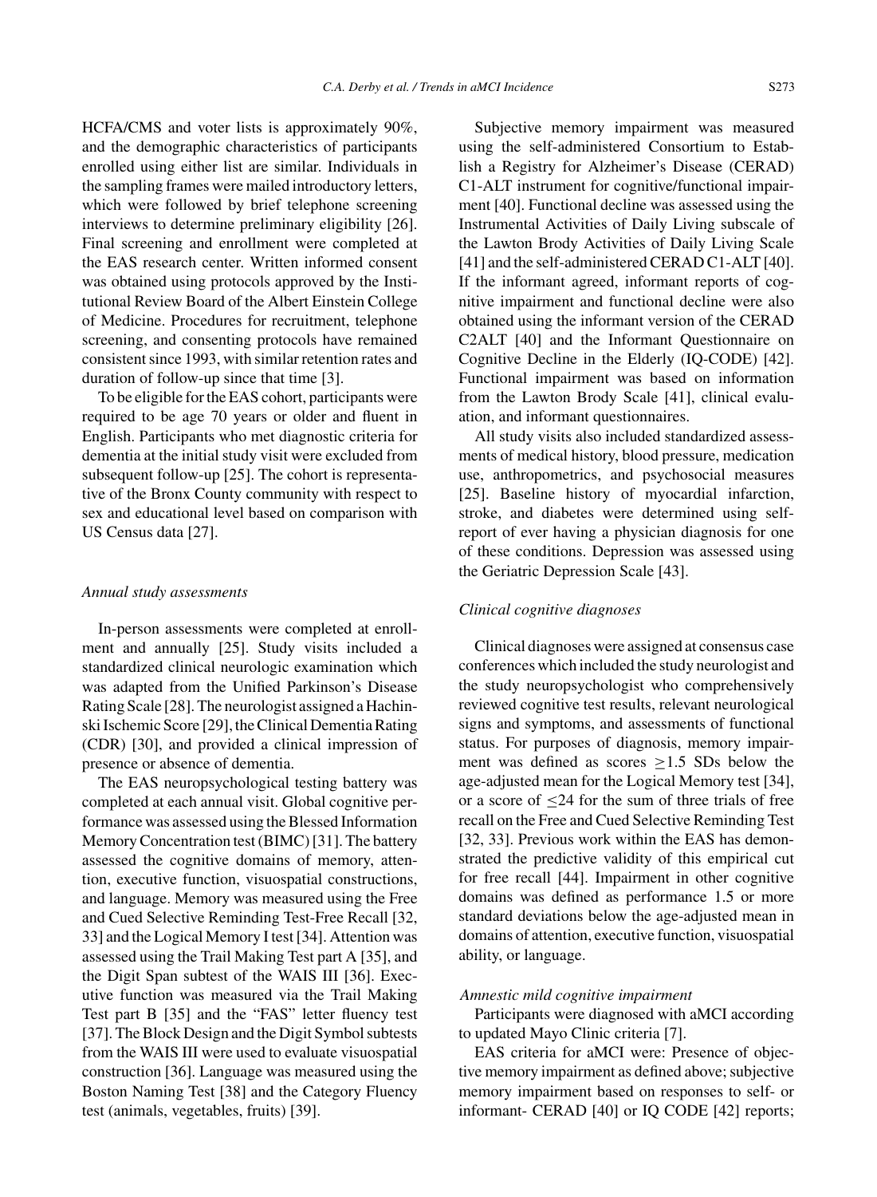HCFA/CMS and voter lists is approximately 90%, and the demographic characteristics of participants enrolled using either list are similar. Individuals in the sampling frames were mailed introductory letters, which were followed by brief telephone screening interviews to determine preliminary eligibility [26]. Final screening and enrollment were completed at the EAS research center. Written informed consent was obtained using protocols approved by the Institutional Review Board of the Albert Einstein College of Medicine. Procedures for recruitment, telephone screening, and consenting protocols have remained consistent since 1993, with similar retention rates and duration of follow-up since that time [3].

To be eligible for the EAS cohort, participants were required to be age 70 years or older and fluent in English. Participants who met diagnostic criteria for dementia at the initial study visit were excluded from subsequent follow-up [25]. The cohort is representative of the Bronx County community with respect to sex and educational level based on comparison with US Census data [27].

### *Annual study assessments*

In-person assessments were completed at enrollment and annually [25]. Study visits included a standardized clinical neurologic examination which was adapted from the Unified Parkinson's Disease Rating Scale [28]. The neurologist assigned a Hachinski Ischemic Score [29], the Clinical Dementia Rating (CDR) [30], and provided a clinical impression of presence or absence of dementia.

The EAS neuropsychological testing battery was completed at each annual visit. Global cognitive performance was assessed using the Blessed Information Memory Concentration test (BIMC) [31]. The battery assessed the cognitive domains of memory, attention, executive function, visuospatial constructions, and language. Memory was measured using the Free and Cued Selective Reminding Test-Free Recall [32, 33] and the Logical Memory I test [34]. Attention was assessed using the Trail Making Test part A [35], and the Digit Span subtest of the WAIS III [36]. Executive function was measured via the Trail Making Test part B [35] and the "FAS" letter fluency test [37]. The Block Design and the Digit Symbol subtests from the WAIS III were used to evaluate visuospatial construction [36]. Language was measured using the Boston Naming Test [38] and the Category Fluency test (animals, vegetables, fruits) [39].

Subjective memory impairment was measured using the self-administered Consortium to Establish a Registry for Alzheimer's Disease (CERAD) C1-ALT instrument for cognitive/functional impairment [40]. Functional decline was assessed using the Instrumental Activities of Daily Living subscale of the Lawton Brody Activities of Daily Living Scale [41] and the self-administered CERAD C1-ALT [40]. If the informant agreed, informant reports of cognitive impairment and functional decline were also obtained using the informant version of the CERAD C2ALT [40] and the Informant Questionnaire on Cognitive Decline in the Elderly (IQ-CODE) [42]. Functional impairment was based on information from the Lawton Brody Scale [41], clinical evaluation, and informant questionnaires.

All study visits also included standardized assessments of medical history, blood pressure, medication use, anthropometrics, and psychosocial measures [25]. Baseline history of myocardial infarction, stroke, and diabetes were determined using self-report of ever having a physician diagnosis for one of these conditions. Depression was assessed using the Geriatric Depression Scale [43].

### *Clinical cognitive diagnoses*

Clinical diagnoses were assigned at consensus case conferences which included the study neurologist and the study neuropsychologist who comprehensively reviewed cognitive test results, relevant neurological signs and symptoms, and assessments of functional status. For purposes of diagnosis, memory impairment was defined as scores $\geq$1.5 SDs below the age-adjusted mean for the Logical Memory test [34], or a score of $\leq$24 for the sum of three trials of free recall on the Free and Cued Selective Reminding Test [32, 33]. Previous work within the EAS has demonstrated the predictive validity of this empirical cut for free recall [44]. Impairment in other cognitive domains was defined as performance 1.5 or more standard deviations below the age-adjusted mean in domains of attention, executive function, visuospatial ability, or language.

### *Amnestic mild cognitive impairment*

Participants were diagnosed with aMCI according to updated Mayo Clinic criteria [7].

EAS criteria for aMCI were: Presence of objective memory impairment as defined above; subjective memory impairment based on responses to self- or informant- CERAD [40] or IQ CODE [42] reports;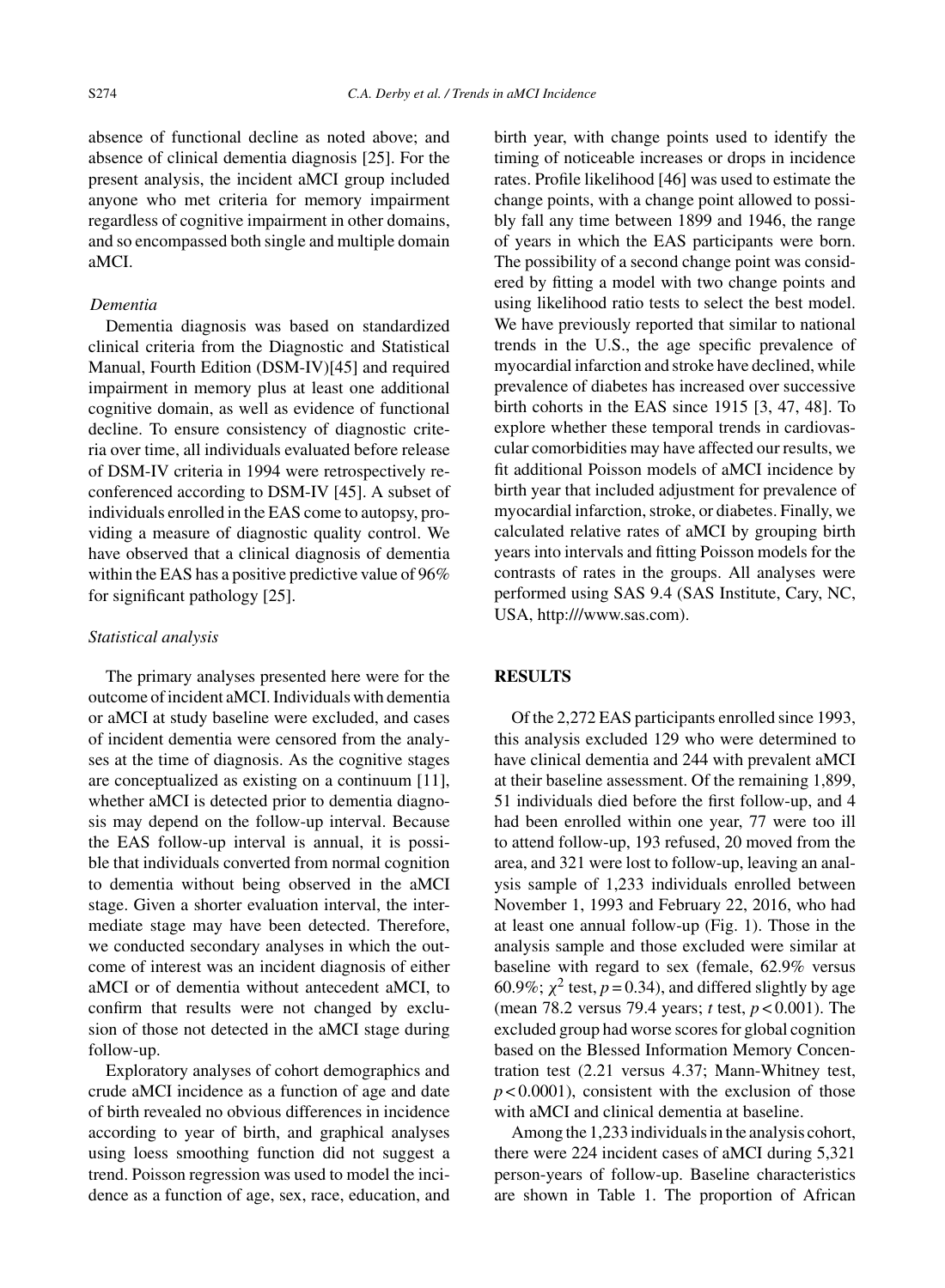absence of functional decline as noted above; and absence of clinical dementia diagnosis [25]. For the present analysis, the incident aMCI group included anyone who met criteria for memory impairment regardless of cognitive impairment in other domains, and so encompassed both single and multiple domain aMCI.

*Dementia*

Dementia diagnosis was based on standardized clinical criteria from the Diagnostic and Statistical Manual, Fourth Edition (DSM-IV)[45] and required impairment in memory plus at least one additional cognitive domain, as well as evidence of functional decline. To ensure consistency of diagnostic criteria over time, all individuals evaluated before release of DSM-IV criteria in 1994 were retrospectively re-conferenced according to DSM-IV [45]. A subset of individuals enrolled in the EAS come to autopsy, providing a measure of diagnostic quality control. We have observed that a clinical diagnosis of dementia within the EAS has a positive predictive value of 96% for significant pathology [25].

*Statistical analysis*

The primary analyses presented here were for the outcome of incident aMCI. Individuals with dementia or aMCI at study baseline were excluded, and cases of incident dementia were censored from the analyses at the time of diagnosis. As the cognitive stages are conceptualized as existing on a continuum [11], whether aMCI is detected prior to dementia diagnosis may depend on the follow-up interval. Because the EAS follow-up interval is annual, it is possible that individuals converted from normal cognition to dementia without being observed in the aMCI stage. Given a shorter evaluation interval, the intermediate stage may have been detected. Therefore, we conducted secondary analyses in which the outcome of interest was an incident diagnosis of either aMCI or of dementia without antecedent aMCI, to confirm that results were not changed by exclusion of those not detected in the aMCI stage during follow-up.

Exploratory analyses of cohort demographics and crude aMCI incidence as a function of age and date of birth revealed no obvious differences in incidence according to year of birth, and graphical analyses using loess smoothing function did not suggest a trend. Poisson regression was used to model the incidence as a function of age, sex, race, education, and birth year, with change points used to identify the timing of noticeable increases or drops in incidence rates. Profile likelihood [46] was used to estimate the change points, with a change point allowed to possibly fall any time between 1899 and 1946, the range of years in which the EAS participants were born. The possibility of a second change point was considered by fitting a model with two change points and using likelihood ratio tests to select the best model. We have previously reported that similar to national trends in the U.S., the age specific prevalence of myocardial infarction and stroke have declined, while prevalence of diabetes has increased over successive birth cohorts in the EAS since 1915 [3, 47, 48]. To explore whether these temporal trends in cardiovascular comorbidities may have affected our results, we fit additional Poisson models of aMCI incidence by birth year that included adjustment for prevalence of myocardial infarction, stroke, or diabetes. Finally, we calculated relative rates of aMCI by grouping birth years into intervals and fitting Poisson models for the contrasts of rates in the groups. All analyses were performed using SAS 9.4 (SAS Institute, Cary, NC, USA, http:///www.sas.com).

## RESULTS

Of the 2,272 EAS participants enrolled since 1993, this analysis excluded 129 who were determined to have clinical dementia and 244 with prevalent aMCI at their baseline assessment. Of the remaining 1,899, 51 individuals died before the first follow-up, and 4 had been enrolled within one year, 77 were too ill to attend follow-up, 193 refused, 20 moved from the area, and 321 were lost to follow-up, leaving an analysis sample of 1,233 individuals enrolled between November 1, 1993 and February 22, 2016, who had at least one annual follow-up (Fig. 1). Those in the analysis sample and those excluded were similar at baseline with regard to sex (female, 62.9% versus 60.9%; $\chi^2$ test, $p = 0.34$), and differed slightly by age (mean 78.2 versus 79.4 years; $t$ test, $p < 0.001$). The excluded group had worse scores for global cognition based on the Blessed Information Memory Concentration test (2.21 versus 4.37; Mann-Whitney test, $p < 0.0001$), consistent with the exclusion of those with aMCI and clinical dementia at baseline.

Among the 1,233 individuals in the analysis cohort, there were 224 incident cases of aMCI during 5,321 person-years of follow-up. Baseline characteristics are shown in Table 1. The proportion of African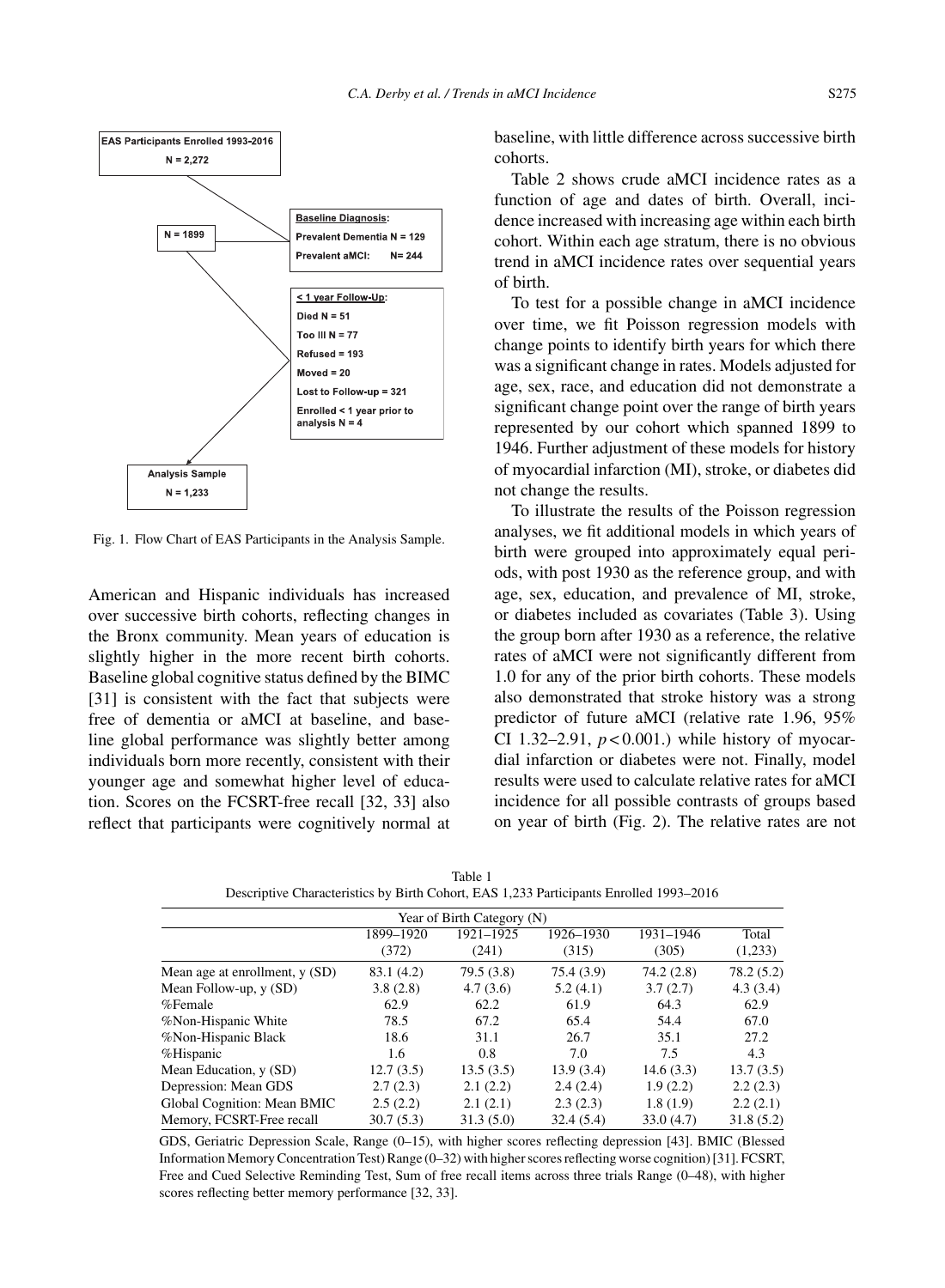EAS Participants Enrolled 1993-2016

N = 2,272

N = 1899

Baseline Diagnosis:
Prevalent Dementia N = 129
Prevalent aMCI: N= 244

< 1 year Follow-Up:
Died N = 51
Too Ill N = 77
Refused = 193
Moved = 20
Lost to Follow-up = 321
Enrolled < 1 year prior to analysis N = 4

Analysis Sample
N = 1,233

Fig. 1. Flow Chart of EAS Participants in the Analysis Sample.

American and Hispanic individuals has increased over successive birth cohorts, reflecting changes in the Bronx community. Mean years of education is slightly higher in the more recent birth cohorts. Baseline global cognitive status defined by the BIMC [31] is consistent with the fact that subjects were free of dementia or aMCI at baseline, and baseline global performance was slightly better among individuals born more recently, consistent with their younger age and somewhat higher level of education. Scores on the FCSRT-free recall [32, 33] also reflect that participants were cognitively normal at baseline, with little difference across successive birth cohorts.

Table 2 shows crude aMCI incidence rates as a function of age and dates of birth. Overall, incidence increased with increasing age within each birth cohort. Within each age stratum, there is no obvious trend in aMCI incidence rates over sequential years of birth.

To test for a possible change in aMCI incidence over time, we fit Poisson regression models with change points to identify birth years for which there was a significant change in rates. Models adjusted for age, sex, race, and education did not demonstrate a significant change point over the range of birth years represented by our cohort which spanned 1899 to 1946. Further adjustment of these models for history of myocardial infarction (MI), stroke, or diabetes did not change the results.

To illustrate the results of the Poisson regression analyses, we fit additional models in which years of birth were grouped into approximately equal periods, with post 1930 as the reference group, and with age, sex, education, and prevalence of MI, stroke, or diabetes included as covariates (Table 3). Using the group born after 1930 as a reference, the relative rates of aMCI were not significantly different from 1.0 for any of the prior birth cohorts. These models also demonstrated that stroke history was a strong predictor of future aMCI (relative rate 1.96, 95% CI 1.32–2.91, $p < 0.001$.) while history of myocardial infarction or diabetes were not. Finally, model results were used to calculate relative rates for aMCI incidence for all possible contrasts of groups based on year of birth (Fig. 2). The relative rates are not

Table 1
Descriptive Characteristics by Birth Cohort, EAS 1,233 Participants Enrolled 1993–2016

| | Year of Birth Category (N) | | | | |
|---|---|---|---|---|---|
| | 1899–1920 (372) | 1921–1925 (241) | 1926–1930 (315) | 1931–1946 (305) | Total (1,233) |
| Mean age at enrollment, y (SD) | 83.1 (4.2) | 79.5 (3.8) | 75.4 (3.9) | 74.2 (2.8) | 78.2 (5.2) |
| Mean Follow-up, y (SD) | 3.8 (2.8) | 4.7 (3.6) | 5.2 (4.1) | 3.7 (2.7) | 4.3 (3.4) |
| %Female | 62.9 | 62.2 | 61.9 | 64.3 | 62.9 |
| %Non-Hispanic White | 78.5 | 67.2 | 65.4 | 54.4 | 67.0 |
| %Non-Hispanic Black | 18.6 | 31.1 | 26.7 | 35.1 | 27.2 |
| %Hispanic | 1.6 | 0.8 | 7.0 | 7.5 | 4.3 |
| Mean Education, y (SD) | 12.7 (3.5) | 13.5 (3.5) | 13.9 (3.4) | 14.6 (3.3) | 13.7 (3.5) |
| Depression: Mean GDS | 2.7 (2.3) | 2.1 (2.2) | 2.4 (2.4) | 1.9 (2.2) | 2.2 (2.3) |
| Global Cognition: Mean BMIC | 2.5 (2.2) | 2.1 (2.1) | 2.3 (2.3) | 1.8 (1.9) | 2.2 (2.1) |
| Memory, FCSRT-Free recall | 30.7 (5.3) | 31.3 (5.0) | 32.4 (5.4) | 33.0 (4.7) | 31.8 (5.2) |

GDS, Geriatric Depression Scale, Range (0–15), with higher scores reflecting depression [43]. BMIC (Blessed Information Memory Concentration Test) Range (0–32) with higher scores reflecting worse cognition) [31]. FCSRT, Free and Cued Selective Reminding Test, Sum of free recall items across three trials Range (0–48), with higher scores reflecting better memory performance [32, 33].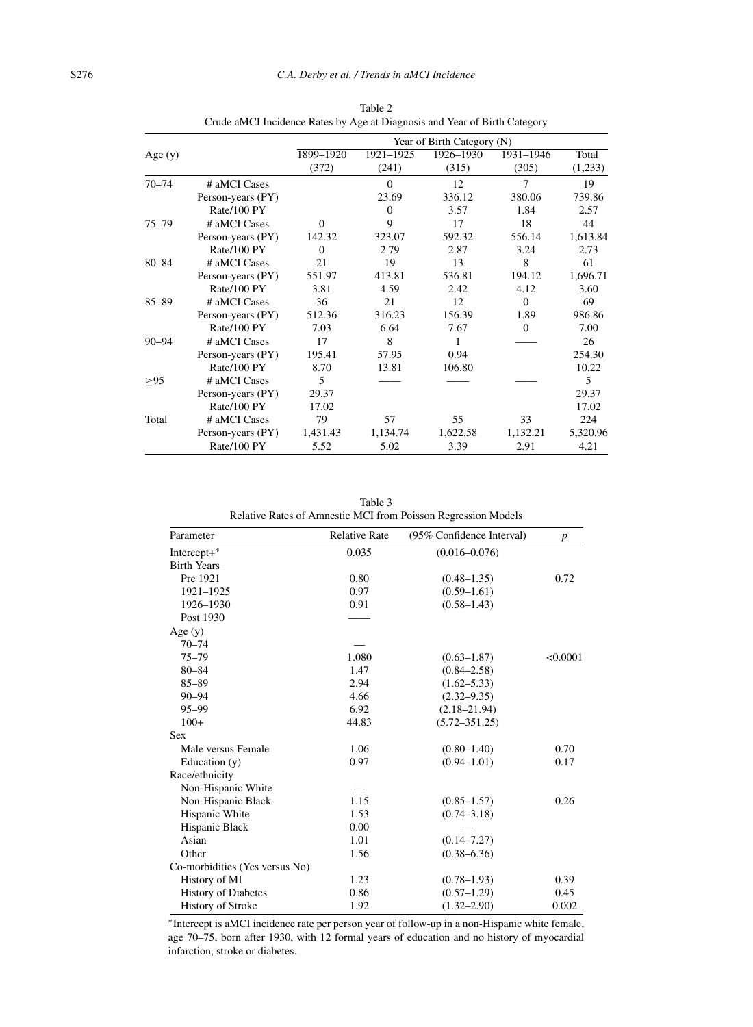Table 2
Crude aMCI Incidence Rates by Age at Diagnosis and Year of Birth Category

| Age (y) | | Year of Birth Category (N) | | | | |
|---|---|---|---|---|---|---|
| | | 1899–1920 (372) | 1921–1925 (241) | 1926–1930 (315) | 1931–1946 (305) | Total (1,233) |
| 70–74 | # aMCI Cases | | 0 | 12 | 7 | 19 |
| | Person-years (PY) | | 23.69 | 336.12 | 380.06 | 739.86 |
| | Rate/100 PY | | 0 | 3.57 | 1.84 | 2.57 |
| 75–79 | # aMCI Cases | 0 | 9 | 17 | 18 | 44 |
| | Person-years (PY) | 142.32 | 323.07 | 592.32 | 556.14 | 1,613.84 |
| | Rate/100 PY | 0 | 2.79 | 2.87 | 3.24 | 2.73 |
| 80–84 | # aMCI Cases | 21 | 19 | 13 | 8 | 61 |
| | Person-years (PY) | 551.97 | 413.81 | 536.81 | 194.12 | 1,696.71 |
| | Rate/100 PY | 3.81 | 4.59 | 2.42 | 4.12 | 3.60 |
| 85–89 | # aMCI Cases | 36 | 21 | 12 | 0 | 69 |
| | Person-years (PY) | 512.36 | 316.23 | 156.39 | 1.89 | 986.86 |
| | Rate/100 PY | 7.03 | 6.64 | 7.67 | 0 | 7.00 |
| 90–94 | # aMCI Cases | 17 | 8 | 1 | —— | 26 |
| | Person-years (PY) | 195.41 | 57.95 | 0.94 | | 254.30 |
| | Rate/100 PY | 8.70 | 13.81 | 106.80 | | 10.22 |
| ≥95 | # aMCI Cases | 5 | —— | —— | —— | 5 |
| | Person-years (PY) | 29.37 | | | | 29.37 |
| | Rate/100 PY | 17.02 | | | | 17.02 |
| Total | # aMCI Cases | 79 | 57 | 55 | 33 | 224 |
| | Person-years (PY) | 1,431.43 | 1,134.74 | 1,622.58 | 1,132.21 | 5,320.96 |
| | Rate/100 PY | 5.52 | 5.02 | 3.39 | 2.91 | 4.21 |

Table 3
Relative Rates of Amnestic MCI from Poisson Regression Models

| Parameter | Relative Rate | (95% Confidence Interval) | $p$ |
|---|---|---|---|
| Intercept+* | 0.035 | (0.016–0.076) | |
| Birth Years | | | |
| Pre 1921 | 0.80 | (0.48–1.35) | 0.72 |
| 1921–1925 | 0.97 | (0.59–1.61) | |
| 1926–1930 | 0.91 | (0.58–1.43) | |
| Post 1930 | —— | | |
| Age (y) | | | |
| 70–74 | — | | |
| 75–79 | 1.080 | (0.63–1.87) | <0.0001 |
| 80–84 | 1.47 | (0.84–2.58) | |
| 85–89 | 2.94 | (1.62–5.33) | |
| 90–94 | 4.66 | (2.32–9.35) | |
| 95–99 | 6.92 | (2.18–21.94) | |
| 100+ | 44.83 | (5.72–351.25) | |
| Sex | | | |
| Male versus Female | 1.06 | (0.80–1.40) | 0.70 |
| Education (y) | 0.97 | (0.94–1.01) | 0.17 |
| Race/ethnicity | | | |
| Non-Hispanic White | — | | |
| Non-Hispanic Black | 1.15 | (0.85–1.57) | 0.26 |
| Hispanic White | 1.53 | (0.74–3.18) | |
| Hispanic Black | 0.00 | — | |
| Asian | 1.01 | (0.14–7.27) | |
| Other | 1.56 | (0.38–6.36) | |
| Co-morbidities (Yes versus No) | | | |
| History of MI | 1.23 | (0.78–1.93) | 0.39 |
| History of Diabetes | 0.86 | (0.57–1.29) | 0.45 |
| History of Stroke | 1.92 | (1.32–2.90) | 0.002 |

*Intercept is aMCI incidence rate per person year of follow-up in a non-Hispanic white female, age 70–75, born after 1930, with 12 formal years of education and no history of myocardial infarction, stroke or diabetes.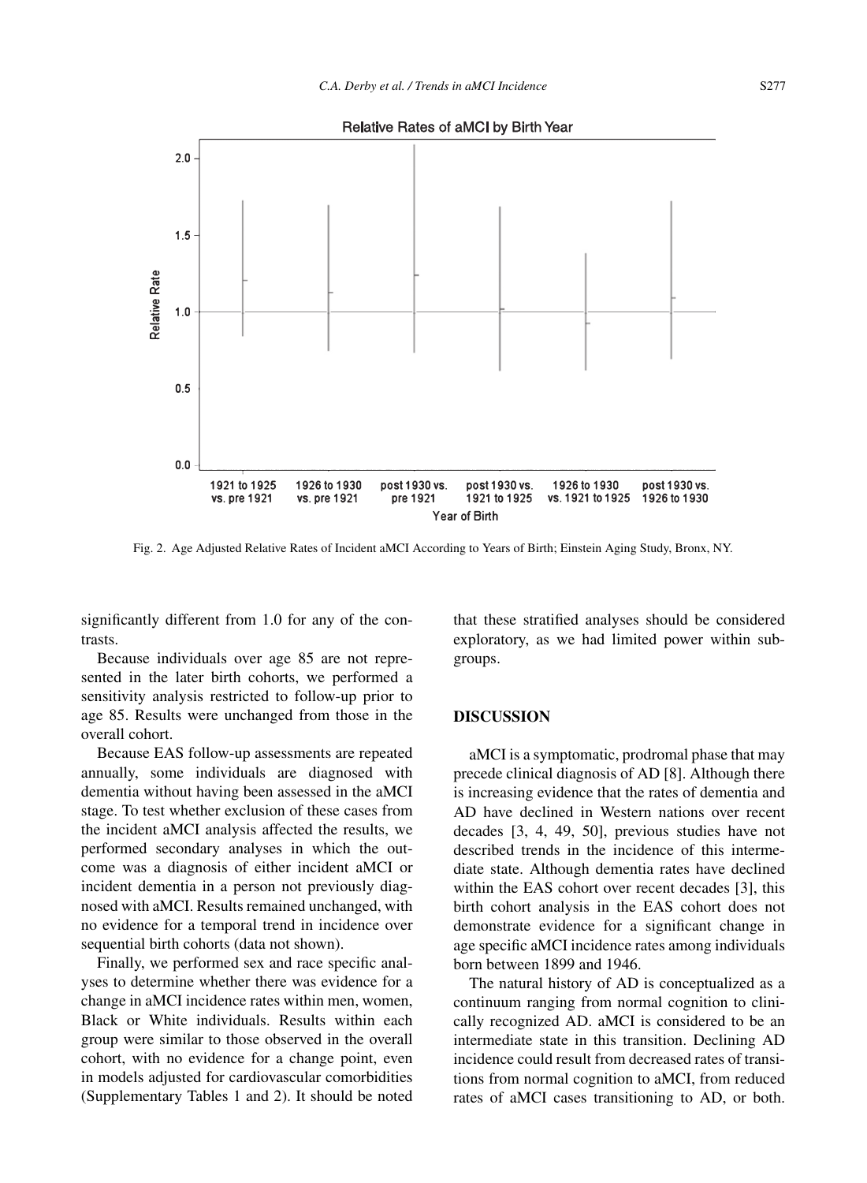Fig. 2. Age Adjusted Relative Rates of Incident aMCI According to Years of Birth; Einstein Aging Study, Bronx, NY.

significantly different from 1.0 for any of the contrasts.

Because individuals over age 85 are not represented in the later birth cohorts, we performed a sensitivity analysis restricted to follow-up prior to age 85. Results were unchanged from those in the overall cohort.

Because EAS follow-up assessments are repeated annually, some individuals are diagnosed with dementia without having been assessed in the aMCI stage. To test whether exclusion of these cases from the incident aMCI analysis affected the results, we performed secondary analyses in which the outcome was a diagnosis of either incident aMCI or incident dementia in a person not previously diagnosed with aMCI. Results remained unchanged, with no evidence for a temporal trend in incidence over sequential birth cohorts (data not shown).

Finally, we performed sex and race specific analyses to determine whether there was evidence for a change in aMCI incidence rates within men, women, Black or White individuals. Results within each group were similar to those observed in the overall cohort, with no evidence for a change point, even in models adjusted for cardiovascular comorbidities (Supplementary Tables 1 and 2). It should be noted that these stratified analyses should be considered exploratory, as we had limited power within subgroups.

## DISCUSSION

aMCI is a symptomatic, prodromal phase that may precede clinical diagnosis of AD [8]. Although there is increasing evidence that the rates of dementia and AD have declined in Western nations over recent decades [3, 4, 49, 50], previous studies have not described trends in the incidence of this intermediate state. Although dementia rates have declined within the EAS cohort over recent decades [3], this birth cohort analysis in the EAS cohort does not demonstrate evidence for a significant change in age specific aMCI incidence rates among individuals born between 1899 and 1946.

The natural history of AD is conceptualized as a continuum ranging from normal cognition to clinically recognized AD. aMCI is considered to be an intermediate state in this transition. Declining AD incidence could result from decreased rates of transitions from normal cognition to aMCI, from reduced rates of aMCI cases transitioning to AD, or both.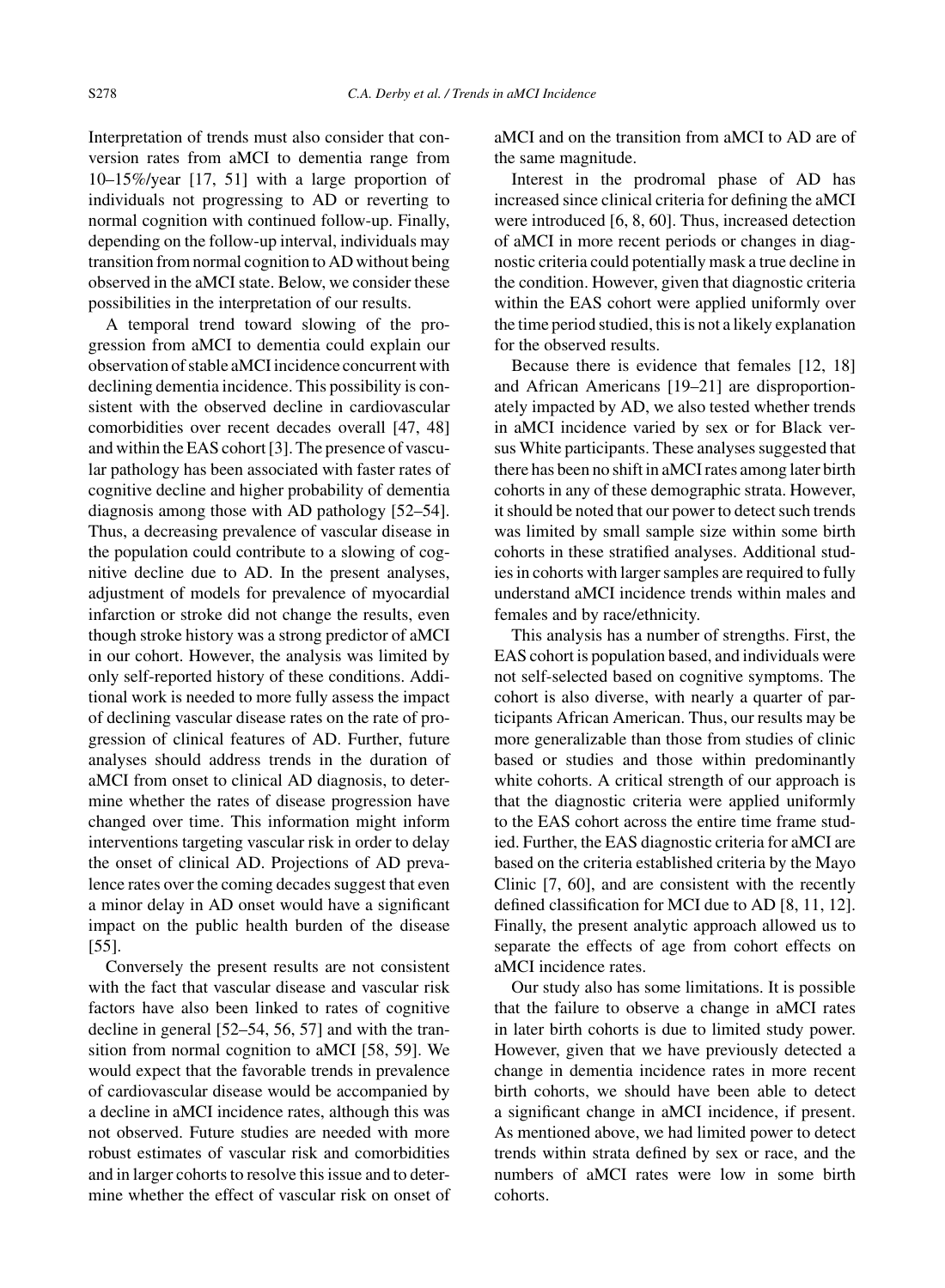Interpretation of trends must also consider that conversion rates from aMCI to dementia range from 10–15%/year [17, 51] with a large proportion of individuals not progressing to AD or reverting to normal cognition with continued follow-up. Finally, depending on the follow-up interval, individuals may transition from normal cognition to AD without being observed in the aMCI state. Below, we consider these possibilities in the interpretation of our results.

A temporal trend toward slowing of the progression from aMCI to dementia could explain our observation of stable aMCI incidence concurrent with declining dementia incidence. This possibility is consistent with the observed decline in cardiovascular comorbidities over recent decades overall [47, 48] and within the EAS cohort [3]. The presence of vascular pathology has been associated with faster rates of cognitive decline and higher probability of dementia diagnosis among those with AD pathology [52–54]. Thus, a decreasing prevalence of vascular disease in the population could contribute to a slowing of cognitive decline due to AD. In the present analyses, adjustment of models for prevalence of myocardial infarction or stroke did not change the results, even though stroke history was a strong predictor of aMCI in our cohort. However, the analysis was limited by only self-reported history of these conditions. Additional work is needed to more fully assess the impact of declining vascular disease rates on the rate of progression of clinical features of AD. Further, future analyses should address trends in the duration of aMCI from onset to clinical AD diagnosis, to determine whether the rates of disease progression have changed over time. This information might inform interventions targeting vascular risk in order to delay the onset of clinical AD. Projections of AD prevalence rates over the coming decades suggest that even a minor delay in AD onset would have a significant impact on the public health burden of the disease [55].

Conversely the present results are not consistent with the fact that vascular disease and vascular risk factors have also been linked to rates of cognitive decline in general [52–54, 56, 57] and with the transition from normal cognition to aMCI [58, 59]. We would expect that the favorable trends in prevalence of cardiovascular disease would be accompanied by a decline in aMCI incidence rates, although this was not observed. Future studies are needed with more robust estimates of vascular risk and comorbidities and in larger cohorts to resolve this issue and to determine whether the effect of vascular risk on onset of aMCI and on the transition from aMCI to AD are of the same magnitude.

Interest in the prodromal phase of AD has increased since clinical criteria for defining the aMCI were introduced [6, 8, 60]. Thus, increased detection of aMCI in more recent periods or changes in diagnostic criteria could potentially mask a true decline in the condition. However, given that diagnostic criteria within the EAS cohort were applied uniformly over the time period studied, this is not a likely explanation for the observed results.

Because there is evidence that females [12, 18] and African Americans [19–21] are disproportionately impacted by AD, we also tested whether trends in aMCI incidence varied by sex or for Black versus White participants. These analyses suggested that there has been no shift in aMCI rates among later birth cohorts in any of these demographic strata. However, it should be noted that our power to detect such trends was limited by small sample size within some birth cohorts in these stratified analyses. Additional studies in cohorts with larger samples are required to fully understand aMCI incidence trends within males and females and by race/ethnicity.

This analysis has a number of strengths. First, the EAS cohort is population based, and individuals were not self-selected based on cognitive symptoms. The cohort is also diverse, with nearly a quarter of participants African American. Thus, our results may be more generalizable than those from studies of clinic based or studies and those within predominantly white cohorts. A critical strength of our approach is that the diagnostic criteria were applied uniformly to the EAS cohort across the entire time frame studied. Further, the EAS diagnostic criteria for aMCI are based on the criteria established criteria by the Mayo Clinic [7, 60], and are consistent with the recently defined classification for MCI due to AD [8, 11, 12]. Finally, the present analytic approach allowed us to separate the effects of age from cohort effects on aMCI incidence rates.

Our study also has some limitations. It is possible that the failure to observe a change in aMCI rates in later birth cohorts is due to limited study power. However, given that we have previously detected a change in dementia incidence rates in more recent birth cohorts, we should have been able to detect a significant change in aMCI incidence, if present. As mentioned above, we had limited power to detect trends within strata defined by sex or race, and the numbers of aMCI rates were low in some birth cohorts.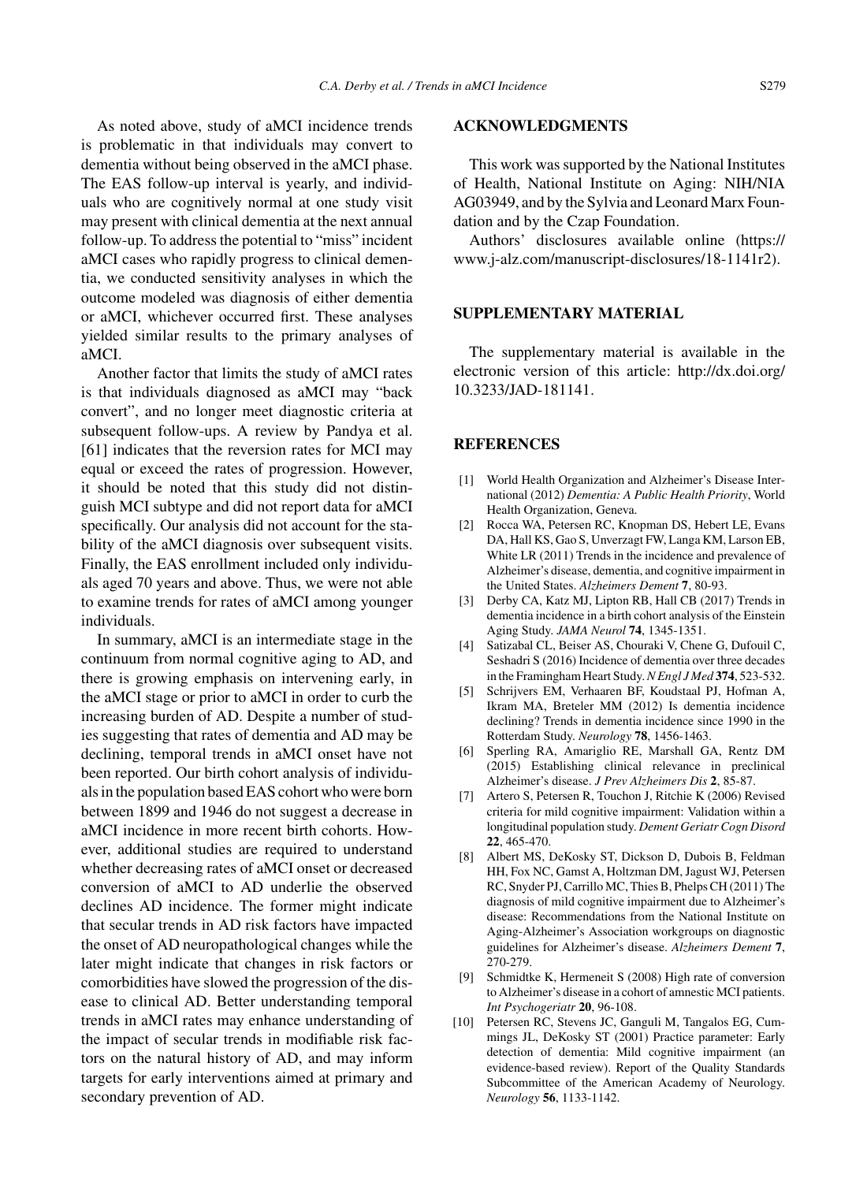As noted above, study of aMCI incidence trends is problematic in that individuals may convert to dementia without being observed in the aMCI phase. The EAS follow-up interval is yearly, and individuals who are cognitively normal at one study visit may present with clinical dementia at the next annual follow-up. To address the potential to "miss" incident aMCI cases who rapidly progress to clinical dementia, we conducted sensitivity analyses in which the outcome modeled was diagnosis of either dementia or aMCI, whichever occurred first. These analyses yielded similar results to the primary analyses of aMCI.

Another factor that limits the study of aMCI rates is that individuals diagnosed as aMCI may "back convert", and no longer meet diagnostic criteria at subsequent follow-ups. A review by Pandya et al. [61] indicates that the reversion rates for MCI may equal or exceed the rates of progression. However, it should be noted that this study did not distinguish MCI subtype and did not report data for aMCI specifically. Our analysis did not account for the stability of the aMCI diagnosis over subsequent visits. Finally, the EAS enrollment included only individuals aged 70 years and above. Thus, we were not able to examine trends for rates of aMCI among younger individuals.

In summary, aMCI is an intermediate stage in the continuum from normal cognitive aging to AD, and there is growing emphasis on intervening early, in the aMCI stage or prior to aMCI in order to curb the increasing burden of AD. Despite a number of studies suggesting that rates of dementia and AD may be declining, temporal trends in aMCI onset have not been reported. Our birth cohort analysis of individuals in the population based EAS cohort who were born between 1899 and 1946 do not suggest a decrease in aMCI incidence in more recent birth cohorts. However, additional studies are required to understand whether decreasing rates of aMCI onset or decreased conversion of aMCI to AD underlie the observed declines AD incidence. The former might indicate that secular trends in AD risk factors have impacted the onset of AD neuropathological changes while the later might indicate that changes in risk factors or comorbidities have slowed the progression of the disease to clinical AD. Better understanding temporal trends in aMCI rates may enhance understanding of the impact of secular trends in modifiable risk factors on the natural history of AD, and may inform targets for early interventions aimed at primary and secondary prevention of AD.

## ACKNOWLEDGMENTS

This work was supported by the National Institutes of Health, National Institute on Aging: NIH/NIA AG03949, and by the Sylvia and Leonard Marx Foundation and by the Czap Foundation.

Authors' disclosures available online (https://www.j-alz.com/manuscript-disclosures/18-1141r2).

## SUPPLEMENTARY MATERIAL

The supplementary material is available in the electronic version of this article: http://dx.doi.org/10.3233/JAD-181141.

## REFERENCES

- [1] World Health Organization and Alzheimer's Disease International (2012) *Dementia: A Public Health Priority*, World Health Organization, Geneva.
- [2] Rocca WA, Petersen RC, Knopman DS, Hebert LE, Evans DA, Hall KS, Gao S, Unverzagt FW, Langa KM, Larson EB, White LR (2011) Trends in the incidence and prevalence of Alzheimer's disease, dementia, and cognitive impairment in the United States. *Alzheimers Dement* **7**, 80-93.
- [3] Derby CA, Katz MJ, Lipton RB, Hall CB (2017) Trends in dementia incidence in a birth cohort analysis of the Einstein Aging Study. *JAMA Neurol* **74**, 1345-1351.
- [4] Satizabal CL, Beiser AS, Chouraki V, Chene G, Dufouil C, Seshadri S (2016) Incidence of dementia over three decades in the Framingham Heart Study. *N Engl J Med* **374**, 523-532.
- [5] Schrijvers EM, Verhaaren BF, Koudstaal PJ, Hofman A, Ikram MA, Breteler MM (2012) Is dementia incidence declining? Trends in dementia incidence since 1990 in the Rotterdam Study. *Neurology* **78**, 1456-1463.
- [6] Sperling RA, Amariglio RE, Marshall GA, Rentz DM (2015) Establishing clinical relevance in preclinical Alzheimer's disease. *J Prev Alzheimers Dis* **2**, 85-87.
- [7] Artero S, Petersen R, Touchon J, Ritchie K (2006) Revised criteria for mild cognitive impairment: Validation within a longitudinal population study. *Dement Geriatr Cogn Disord* **22**, 465-470.
- [8] Albert MS, DeKosky ST, Dickson D, Dubois B, Feldman HH, Fox NC, Gamst A, Holtzman DM, Jagust WJ, Petersen RC, Snyder PJ, Carrillo MC, Thies B, Phelps CH (2011) The diagnosis of mild cognitive impairment due to Alzheimer's disease: Recommendations from the National Institute on Aging-Alzheimer's Association workgroups on diagnostic guidelines for Alzheimer's disease. *Alzheimers Dement* **7**, 270-279.
- [9] Schmidtke K, Hermeneit S (2008) High rate of conversion to Alzheimer's disease in a cohort of amnestic MCI patients. *Int Psychogeriatr* **20**, 96-108.
- [10] Petersen RC, Stevens JC, Ganguli M, Tangalos EG, Cummings JL, DeKosky ST (2001) Practice parameter: Early detection of dementia: Mild cognitive impairment (an evidence-based review). Report of the Quality Standards Subcommittee of the American Academy of Neurology. *Neurology* **56**, 1133-1142.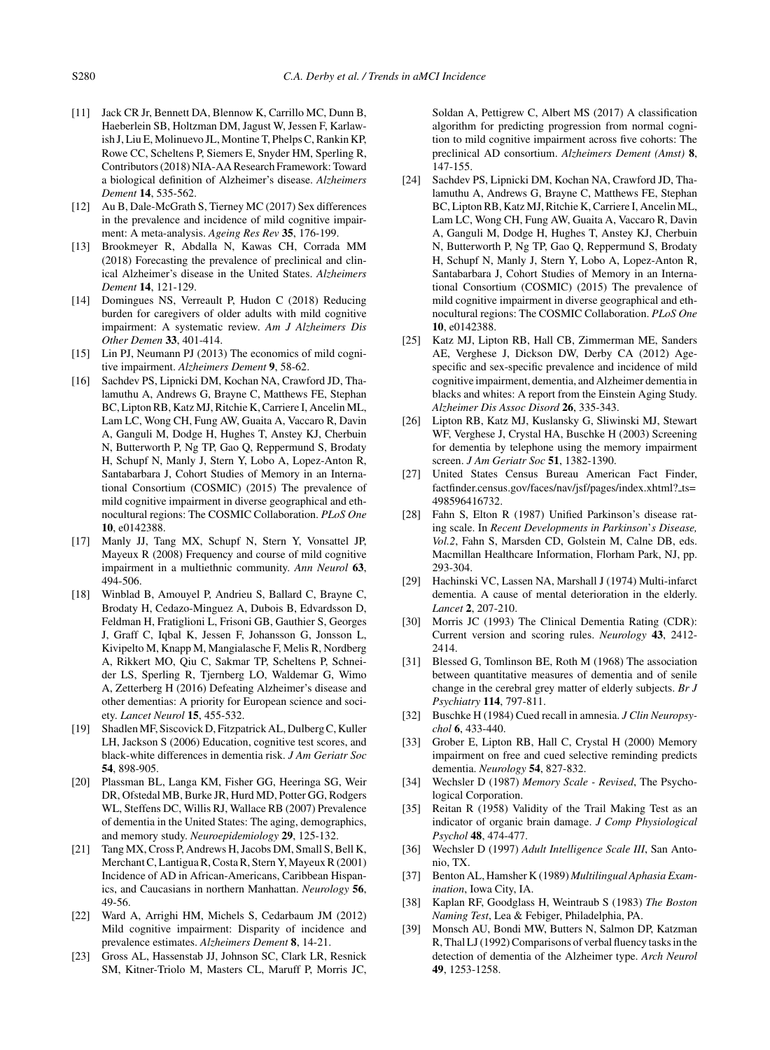[11] Jack CR Jr, Bennett DA, Blennow K, Carrillo MC, Dunn B, Haeberlein SB, Holtzman DM, Jagust W, Jessen F, Karlawish J, Liu E, Molinuevo JL, Montine T, Phelps C, Rankin KP, Rowe CC, Scheltens P, Siemers E, Snyder HM, Sperling R, Contributors (2018) NIA-AA Research Framework: Toward a biological definition of Alzheimer's disease. *Alzheimers Dement* **14**, 535-562.

[12] Au B, Dale-McGrath S, Tierney MC (2017) Sex differences in the prevalence and incidence of mild cognitive impairment: A meta-analysis. *Ageing Res Rev* **35**, 176-199.

[13] Brookmeyer R, Abdalla N, Kawas CH, Corrada MM (2018) Forecasting the prevalence of preclinical and clinical Alzheimer's disease in the United States. *Alzheimers Dement* **14**, 121-129.

[14] Domingues NS, Verreault P, Hudon C (2018) Reducing burden for caregivers of older adults with mild cognitive impairment: A systematic review. *Am J Alzheimers Dis Other Demen* **33**, 401-414.

[15] Lin PJ, Neumann PJ (2013) The economics of mild cognitive impairment. *Alzheimers Dement* **9**, 58-62.

[16] Sachdev PS, Lipnicki DM, Kochan NA, Crawford JD, Thalamuthu A, Andrews G, Brayne C, Matthews FE, Stephan BC, Lipton RB, Katz MJ, Ritchie K, Carriere I, Ancelin ML, Lam LC, Wong CH, Fung AW, Guaita A, Vaccaro R, Davin A, Ganguli M, Dodge H, Hughes T, Anstey KJ, Cherbuin N, Butterworth P, Ng TP, Gao Q, Reppermund S, Brodaty H, Schupf N, Manly J, Stern Y, Lobo A, Lopez-Anton R, Santabarbara J, Cohort Studies of Memory in an International Consortium (COSMIC) (2015) The prevalence of mild cognitive impairment in diverse geographical and ethnocultural regions: The COSMIC Collaboration. *PLoS One* **10**, e0142388.

[17] Manly JJ, Tang MX, Schupf N, Stern Y, Vonsattel JP, Mayeux R (2008) Frequency and course of mild cognitive impairment in a multiethnic community. *Ann Neurol* **63**, 494-506.

[18] Winblad B, Amouyel P, Andrieu S, Ballard C, Brayne C, Brodaty H, Cedazo-Minguez A, Dubois B, Edvardsson D, Feldman H, Fratiglioni L, Frisoni GB, Gauthier S, Georges J, Graff C, Iqbal K, Jessen F, Johansson G, Jonsson L, Kivipelto M, Knapp M, Mangialasche F, Melis R, Nordberg A, Rikkert MO, Qiu C, Sakmar TP, Scheltens P, Schneider LS, Sperling R, Tjernberg LO, Waldemar G, Wimo A, Zetterberg H (2016) Defeating Alzheimer's disease and other dementias: A priority for European science and society. *Lancet Neurol* **15**, 455-532.

[19] Shadlen MF, Siscovick D, Fitzpatrick AL, Dulberg C, Kuller LH, Jackson S (2006) Education, cognitive test scores, and black-white differences in dementia risk. *J Am Geriatr Soc* **54**, 898-905.

[20] Plassman BL, Langa KM, Fisher GG, Heeringa SG, Weir DR, Ofstedal MB, Burke JR, Hurd MD, Potter GG, Rodgers WL, Steffens DC, Willis RJ, Wallace RB (2007) Prevalence of dementia in the United States: The aging, demographics, and memory study. *Neuroepidemiology* **29**, 125-132.

[21] Tang MX, Cross P, Andrews H, Jacobs DM, Small S, Bell K, Merchant C, Lantigua R, Costa R, Stern Y, Mayeux R (2001) Incidence of AD in African-Americans, Caribbean Hispanics, and Caucasians in northern Manhattan. *Neurology* **56**, 49-56.

[22] Ward A, Arrighi HM, Michels S, Cedarbaum JM (2012) Mild cognitive impairment: Disparity of incidence and prevalence estimates. *Alzheimers Dement* **8**, 14-21.

[23] Gross AL, Hassenstab JJ, Johnson SC, Clark LR, Resnick SM, Kitner-Triolo M, Masters CL, Maruff P, Morris JC, Soldan A, Pettigrew C, Albert MS (2017) A classification algorithm for predicting progression from normal cognition to mild cognitive impairment across five cohorts: The preclinical AD consortium. *Alzheimers Dement (Amst)* **8**, 147-155.

[24] Sachdev PS, Lipnicki DM, Kochan NA, Crawford JD, Thalamuthu A, Andrews G, Brayne C, Matthews FE, Stephan BC, Lipton RB, Katz MJ, Ritchie K, Carriere I, Ancelin ML, Lam LC, Wong CH, Fung AW, Guaita A, Vaccaro R, Davin A, Ganguli M, Dodge H, Hughes T, Anstey KJ, Cherbuin N, Butterworth P, Ng TP, Gao Q, Reppermund S, Brodaty H, Schupf N, Manly J, Stern Y, Lobo A, Lopez-Anton R, Santabarbara J, Cohort Studies of Memory in an International Consortium (COSMIC) (2015) The prevalence of mild cognitive impairment in diverse geographical and ethnocultural regions: The COSMIC Collaboration. *PLoS One* **10**, e0142388.

[25] Katz MJ, Lipton RB, Hall CB, Zimmerman ME, Sanders AE, Verghese J, Dickson DW, Derby CA (2012) Age-specific and sex-specific prevalence and incidence of mild cognitive impairment, dementia, and Alzheimer dementia in blacks and whites: A report from the Einstein Aging Study. *Alzheimer Dis Assoc Disord* **26**, 335-343.

[26] Lipton RB, Katz MJ, Kuslansky G, Sliwinski MJ, Stewart WF, Verghese J, Crystal HA, Buschke H (2003) Screening for dementia by telephone using the memory impairment screen. *J Am Geriatr Soc* **51**, 1382-1390.

[27] United States Census Bureau American Fact Finder, factfinder.census.gov/faces/nav/jsf/pages/index.xhtml?_ts=498596416732.

[28] Fahn S, Elton R (1987) Unified Parkinson's disease rating scale. In *Recent Developments in Parkinson's Disease, Vol.2*, Fahn S, Marsden CD, Golstein M, Calne DB, eds. Macmillan Healthcare Information, Florham Park, NJ, pp. 293-304.

[29] Hachinski VC, Lassen NA, Marshall J (1974) Multi-infarct dementia. A cause of mental deterioration in the elderly. *Lancet* **2**, 207-210.

[30] Morris JC (1993) The Clinical Dementia Rating (CDR): Current version and scoring rules. *Neurology* **43**, 2412-2414.

[31] Blessed G, Tomlinson BE, Roth M (1968) The association between quantitative measures of dementia and of senile change in the cerebral grey matter of elderly subjects. *Br J Psychiatry* **114**, 797-811.

[32] Buschke H (1984) Cued recall in amnesia. *J Clin Neuropsychol* **6**, 433-440.

[33] Grober E, Lipton RB, Hall C, Crystal H (2000) Memory impairment on free and cued selective reminding predicts dementia. *Neurology* **54**, 827-832.

[34] Wechsler D (1987) *Memory Scale - Revised*, The Psychological Corporation.

[35] Reitan R (1958) Validity of the Trail Making Test as an indicator of organic brain damage. *J Comp Physiological Psychol* **48**, 474-477.

[36] Wechsler D (1997) *Adult Intelligence Scale III*, San Antonio, TX.

[37] Benton AL, Hamsher K (1989) *Multilingual Aphasia Examination*, Iowa City, IA.

[38] Kaplan RF, Goodglass H, Weintraub S (1983) *The Boston Naming Test*, Lea & Febiger, Philadelphia, PA.

[39] Monsch AU, Bondi MW, Butters N, Salmon DP, Katzman R, Thal LJ (1992) Comparisons of verbal fluency tasks in the detection of dementia of the Alzheimer type. *Arch Neurol* **49**, 1253-1258.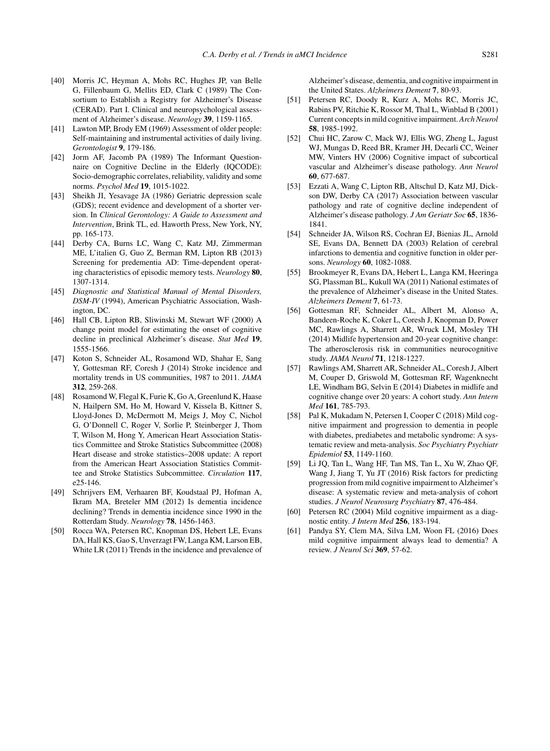[40] Morris JC, Heyman A, Mohs RC, Hughes JP, van Belle G, Fillenbaum G, Mellits ED, Clark C (1989) The Consortium to Establish a Registry for Alzheimer's Disease (CERAD). Part I. Clinical and neuropsychological assessment of Alzheimer's disease. *Neurology* **39**, 1159-1165.

[41] Lawton MP, Brody EM (1969) Assessment of older people: Self-maintaining and instrumental activities of daily living. *Gerontologist* **9**, 179-186.

[42] Jorm AF, Jacomb PA (1989) The Informant Questionnaire on Cognitive Decline in the Elderly (IQCODE): Socio-demographic correlates, reliability, validity and some norms. *Psychol Med* **19**, 1015-1022.

[43] Sheikh JI, Yesavage JA (1986) Geriatric depression scale (GDS); recent evidence and development of a shorter version. In *Clinical Gerontology: A Guide to Assessment and Intervention*, Brink TL, ed. Haworth Press, New York, NY, pp. 165-173.

[44] Derby CA, Burns LC, Wang C, Katz MJ, Zimmerman ME, L'italien G, Guo Z, Berman RM, Lipton RB (2013) Screening for predementia AD: Time-dependent operating characteristics of episodic memory tests. *Neurology* **80**, 1307-1314.

[45] *Diagnostic and Statistical Manual of Mental Disorders, DSM-IV* (1994), American Psychiatric Association, Washington, DC.

[46] Hall CB, Lipton RB, Sliwinski M, Stewart WF (2000) A change point model for estimating the onset of cognitive decline in preclinical Alzheimer's disease. *Stat Med* **19**, 1555-1566.

[47] Koton S, Schneider AL, Rosamond WD, Shahar E, Sang Y, Gottesman RF, Coresh J (2014) Stroke incidence and mortality trends in US communities, 1987 to 2011. *JAMA* **312**, 259-268.

[48] Rosamond W, Flegal K, Furie K, Go A, Greenlund K, Haase N, Hailpern SM, Ho M, Howard V, Kissela B, Kittner S, Lloyd-Jones D, McDermott M, Meigs J, Moy C, Nichol G, O'Donnell C, Roger V, Sorlie P, Steinberger J, Thom T, Wilson M, Hong Y, American Heart Association Statistics Committee and Stroke Statistics Subcommittee (2008) Heart disease and stroke statistics–2008 update: A report from the American Heart Association Statistics Committee and Stroke Statistics Subcommittee. *Circulation* **117**, e25-146.

[49] Schrijvers EM, Verhaaren BF, Koudstaal PJ, Hofman A, Ikram MA, Breteler MM (2012) Is dementia incidence declining? Trends in dementia incidence since 1990 in the Rotterdam Study. *Neurology* **78**, 1456-1463.

[50] Rocca WA, Petersen RC, Knopman DS, Hebert LE, Evans DA, Hall KS, Gao S, Unverzagt FW, Langa KM, Larson EB, White LR (2011) Trends in the incidence and prevalence of Alzheimer's disease, dementia, and cognitive impairment in the United States. *Alzheimers Dement* **7**, 80-93.

[51] Petersen RC, Doody R, Kurz A, Mohs RC, Morris JC, Rabins PV, Ritchie K, Rossor M, Thal L, Winblad B (2001) Current concepts in mild cognitive impairment. *Arch Neurol* **58**, 1985-1992.

[52] Chui HC, Zarow C, Mack WJ, Ellis WG, Zheng L, Jagust WJ, Mungas D, Reed BR, Kramer JH, Decarli CC, Weiner MW, Vinters HV (2006) Cognitive impact of subcortical vascular and Alzheimer's disease pathology. *Ann Neurol* **60**, 677-687.

[53] Ezzati A, Wang C, Lipton RB, Altschul D, Katz MJ, Dickson DW, Derby CA (2017) Association between vascular pathology and rate of cognitive decline independent of Alzheimer's disease pathology. *J Am Geriatr Soc* **65**, 1836-1841.

[54] Schneider JA, Wilson RS, Cochran EJ, Bienias JL, Arnold SE, Evans DA, Bennett DA (2003) Relation of cerebral infarctions to dementia and cognitive function in older persons. *Neurology* **60**, 1082-1088.

[55] Brookmeyer R, Evans DA, Hebert L, Langa KM, Heeringa SG, Plassman BL, Kukull WA (2011) National estimates of the prevalence of Alzheimer's disease in the United States. *Alzheimers Dement* **7**, 61-73.

[56] Gottesman RF, Schneider AL, Albert M, Alonso A, Bandeen-Roche K, Coker L, Coresh J, Knopman D, Power MC, Rawlings A, Sharrett AR, Wruck LM, Mosley TH (2014) Midlife hypertension and 20-year cognitive change: The atherosclerosis risk in communities neurocognitive study. *JAMA Neurol* **71**, 1218-1227.

[57] Rawlings AM, Sharrett AR, Schneider AL, Coresh J, Albert M, Couper D, Griswold M, Gottesman RF, Wagenknecht LE, Windham BG, Selvin E (2014) Diabetes in midlife and cognitive change over 20 years: A cohort study. *Ann Intern Med* **161**, 785-793.

[58] Pal K, Mukadam N, Petersen I, Cooper C (2018) Mild cognitive impairment and progression to dementia in people with diabetes, prediabetes and metabolic syndrome: A systematic review and meta-analysis. *Soc Psychiatry Psychiatr Epidemiol* **53**, 1149-1160.

[59] Li JQ, Tan L, Wang HF, Tan MS, Tan L, Xu W, Zhao QF, Wang J, Jiang T, Yu JT (2016) Risk factors for predicting progression from mild cognitive impairment to Alzheimer's disease: A systematic review and meta-analysis of cohort studies. *J Neurol Neurosurg Psychiatry* **87**, 476-484.

[60] Petersen RC (2004) Mild cognitive impairment as a diagnostic entity. *J Intern Med* **256**, 183-194.

[61] Pandya SY, Clem MA, Silva LM, Woon FL (2016) Does mild cognitive impairment always lead to dementia? A review. *J Neurol Sci* **369**, 57-62.